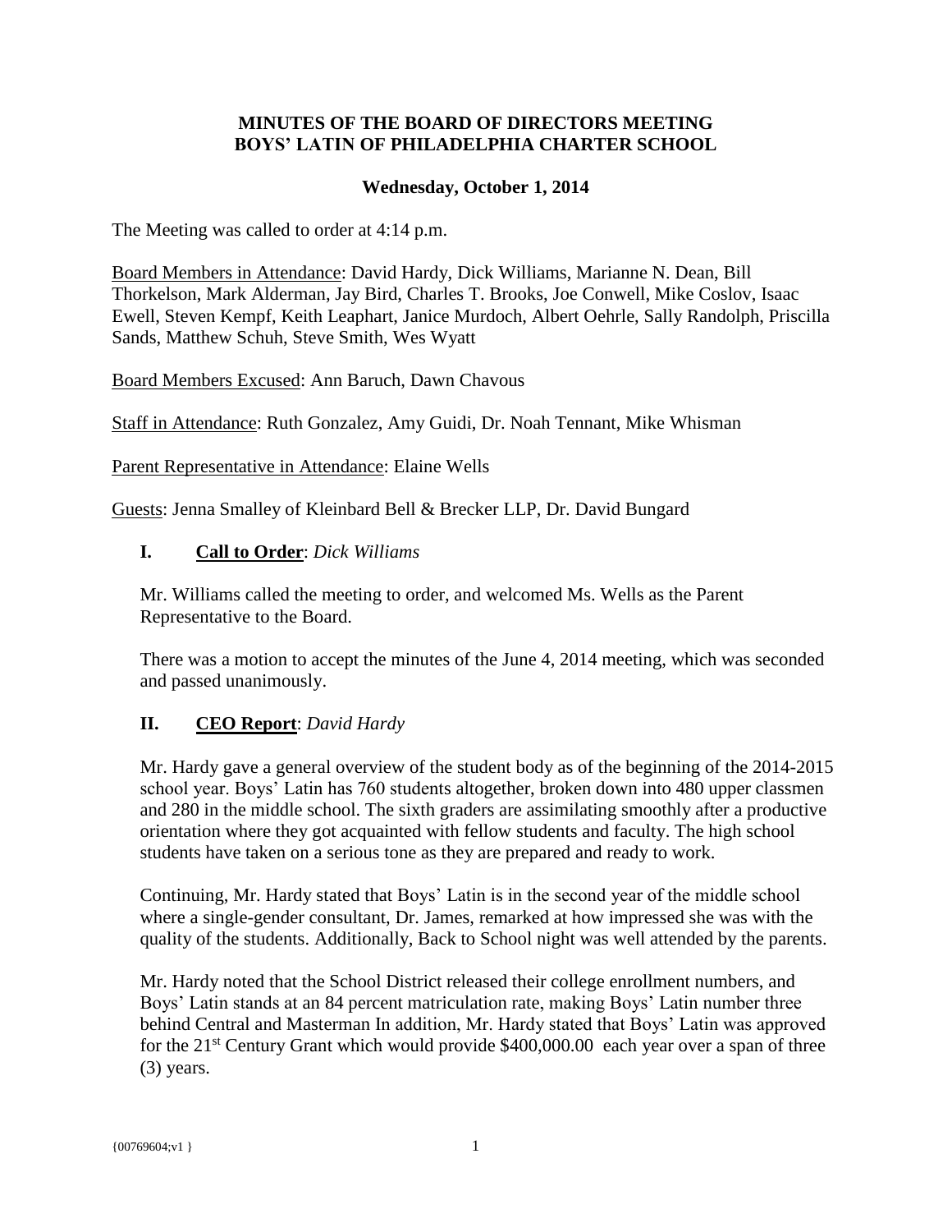# MINUTES OF THE BOARD OF DIRECTORS MEETING
# BOYS' LATIN OF PHILADELPHIA CHARTER SCHOOL

**Wednesday, October 1, 2014**

The Meeting was called to order at 4:14 p.m.

Board Members in Attendance: David Hardy, Dick Williams, Marianne N. Dean, Bill Thorkelson, Mark Alderman, Jay Bird, Charles T. Brooks, Joe Conwell, Mike Coslov, Isaac Ewell, Steven Kempf, Keith Leaphart, Janice Murdoch, Albert Oehrle, Sally Randolph, Priscilla Sands, Matthew Schuh, Steve Smith, Wes Wyatt

Board Members Excused: Ann Baruch, Dawn Chavous

Staff in Attendance: Ruth Gonzalez, Amy Guidi, Dr. Noah Tennant, Mike Whisman

Parent Representative in Attendance: Elaine Wells

Guests: Jenna Smalley of Kleinbard Bell & Brecker LLP, Dr. David Bungard

## I. Call to Order: *Dick Williams*

Mr. Williams called the meeting to order, and welcomed Ms. Wells as the Parent Representative to the Board.

There was a motion to accept the minutes of the June 4, 2014 meeting, which was seconded and passed unanimously.

## II. CEO Report: *David Hardy*

Mr. Hardy gave a general overview of the student body as of the beginning of the 2014-2015 school year. Boys' Latin has 760 students altogether, broken down into 480 upper classmen and 280 in the middle school. The sixth graders are assimilating smoothly after a productive orientation where they got acquainted with fellow students and faculty. The high school students have taken on a serious tone as they are prepared and ready to work.

Continuing, Mr. Hardy stated that Boys' Latin is in the second year of the middle school where a single-gender consultant, Dr. James, remarked at how impressed she was with the quality of the students. Additionally, Back to School night was well attended by the parents.

Mr. Hardy noted that the School District released their college enrollment numbers, and Boys' Latin stands at an 84 percent matriculation rate, making Boys' Latin number three behind Central and Masterman In addition, Mr. Hardy stated that Boys' Latin was approved for the 21st Century Grant which would provide $400,000.00 each year over a span of three (3) years.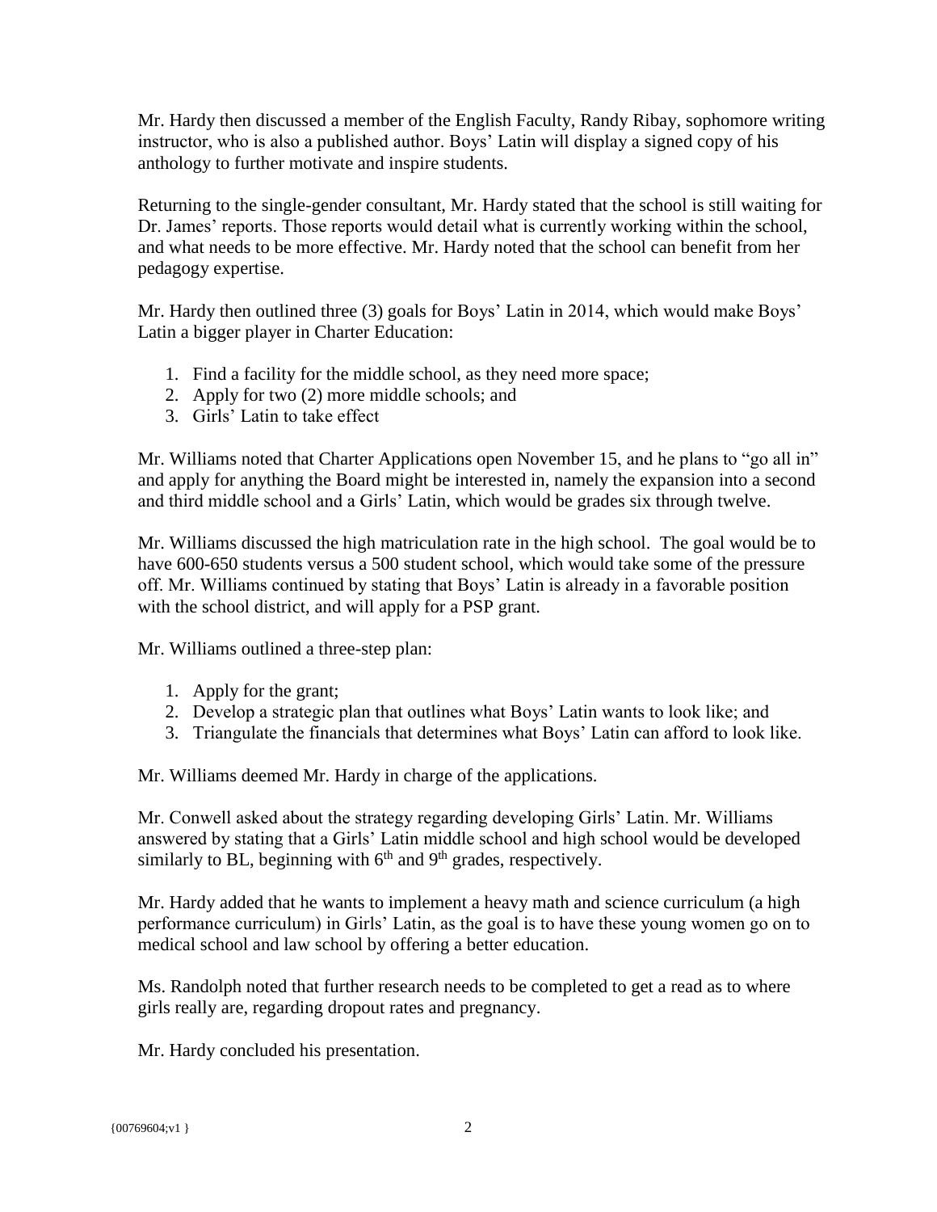Mr. Hardy then discussed a member of the English Faculty, Randy Ribay, sophomore writing instructor, who is also a published author. Boys' Latin will display a signed copy of his anthology to further motivate and inspire students.

Returning to the single-gender consultant, Mr. Hardy stated that the school is still waiting for Dr. James' reports. Those reports would detail what is currently working within the school, and what needs to be more effective. Mr. Hardy noted that the school can benefit from her pedagogy expertise.

Mr. Hardy then outlined three (3) goals for Boys' Latin in 2014, which would make Boys' Latin a bigger player in Charter Education:

1. Find a facility for the middle school, as they need more space;
2. Apply for two (2) more middle schools; and
3. Girls' Latin to take effect

Mr. Williams noted that Charter Applications open November 15, and he plans to "go all in" and apply for anything the Board might be interested in, namely the expansion into a second and third middle school and a Girls' Latin, which would be grades six through twelve.

Mr. Williams discussed the high matriculation rate in the high school. The goal would be to have 600-650 students versus a 500 student school, which would take some of the pressure off. Mr. Williams continued by stating that Boys' Latin is already in a favorable position with the school district, and will apply for a PSP grant.

Mr. Williams outlined a three-step plan:

1. Apply for the grant;
2. Develop a strategic plan that outlines what Boys' Latin wants to look like; and
3. Triangulate the financials that determines what Boys' Latin can afford to look like.

Mr. Williams deemed Mr. Hardy in charge of the applications.

Mr. Conwell asked about the strategy regarding developing Girls' Latin. Mr. Williams answered by stating that a Girls' Latin middle school and high school would be developed similarly to BL, beginning with 6th and 9th grades, respectively.

Mr. Hardy added that he wants to implement a heavy math and science curriculum (a high performance curriculum) in Girls' Latin, as the goal is to have these young women go on to medical school and law school by offering a better education.

Ms. Randolph noted that further research needs to be completed to get a read as to where girls really are, regarding dropout rates and pregnancy.

Mr. Hardy concluded his presentation.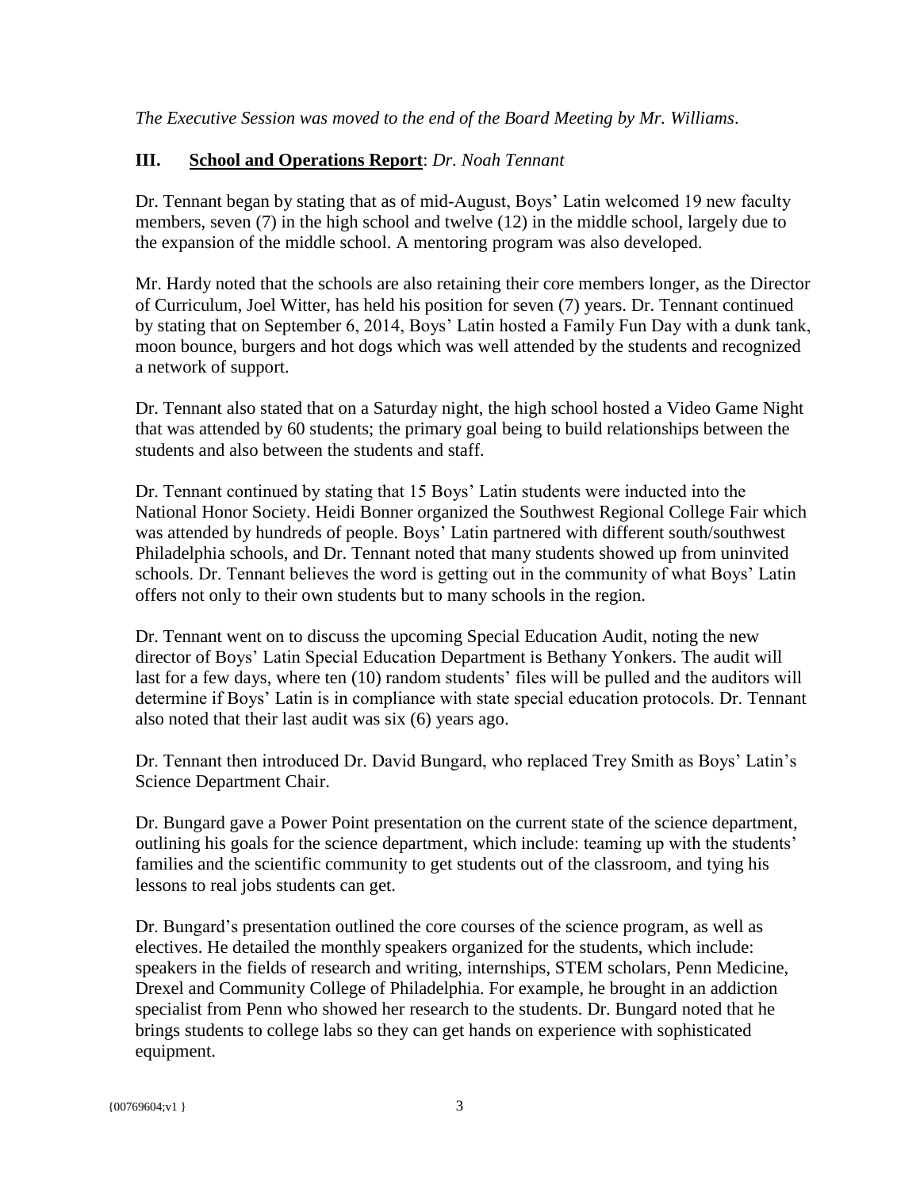*The Executive Session was moved to the end of the Board Meeting by Mr. Williams.*

## III. School and Operations Report: *Dr. Noah Tennant*

Dr. Tennant began by stating that as of mid-August, Boys' Latin welcomed 19 new faculty members, seven (7) in the high school and twelve (12) in the middle school, largely due to the expansion of the middle school. A mentoring program was also developed.

Mr. Hardy noted that the schools are also retaining their core members longer, as the Director of Curriculum, Joel Witter, has held his position for seven (7) years. Dr. Tennant continued by stating that on September 6, 2014, Boys' Latin hosted a Family Fun Day with a dunk tank, moon bounce, burgers and hot dogs which was well attended by the students and recognized a network of support.

Dr. Tennant also stated that on a Saturday night, the high school hosted a Video Game Night that was attended by 60 students; the primary goal being to build relationships between the students and also between the students and staff.

Dr. Tennant continued by stating that 15 Boys' Latin students were inducted into the National Honor Society. Heidi Bonner organized the Southwest Regional College Fair which was attended by hundreds of people. Boys' Latin partnered with different south/southwest Philadelphia schools, and Dr. Tennant noted that many students showed up from uninvited schools. Dr. Tennant believes the word is getting out in the community of what Boys' Latin offers not only to their own students but to many schools in the region.

Dr. Tennant went on to discuss the upcoming Special Education Audit, noting the new director of Boys' Latin Special Education Department is Bethany Yonkers. The audit will last for a few days, where ten (10) random students' files will be pulled and the auditors will determine if Boys' Latin is in compliance with state special education protocols. Dr. Tennant also noted that their last audit was six (6) years ago.

Dr. Tennant then introduced Dr. David Bungard, who replaced Trey Smith as Boys' Latin's Science Department Chair.

Dr. Bungard gave a Power Point presentation on the current state of the science department, outlining his goals for the science department, which include: teaming up with the students' families and the scientific community to get students out of the classroom, and tying his lessons to real jobs students can get.

Dr. Bungard's presentation outlined the core courses of the science program, as well as electives. He detailed the monthly speakers organized for the students, which include: speakers in the fields of research and writing, internships, STEM scholars, Penn Medicine, Drexel and Community College of Philadelphia. For example, he brought in an addiction specialist from Penn who showed her research to the students. Dr. Bungard noted that he brings students to college labs so they can get hands on experience with sophisticated equipment.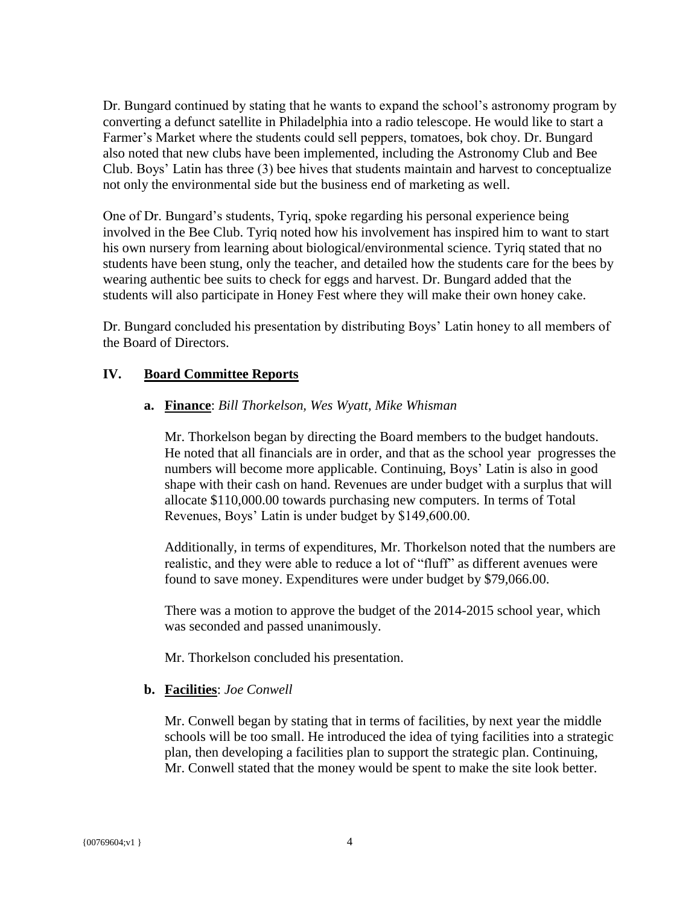Dr. Bungard continued by stating that he wants to expand the school's astronomy program by converting a defunct satellite in Philadelphia into a radio telescope. He would like to start a Farmer's Market where the students could sell peppers, tomatoes, bok choy. Dr. Bungard also noted that new clubs have been implemented, including the Astronomy Club and Bee Club. Boys' Latin has three (3) bee hives that students maintain and harvest to conceptualize not only the environmental side but the business end of marketing as well.

One of Dr. Bungard's students, Tyriq, spoke regarding his personal experience being involved in the Bee Club. Tyriq noted how his involvement has inspired him to want to start his own nursery from learning about biological/environmental science. Tyriq stated that no students have been stung, only the teacher, and detailed how the students care for the bees by wearing authentic bee suits to check for eggs and harvest. Dr. Bungard added that the students will also participate in Honey Fest where they will make their own honey cake.

Dr. Bungard concluded his presentation by distributing Boys' Latin honey to all members of the Board of Directors.

## IV. Board Committee Reports

**a. Finance**: *Bill Thorkelson, Wes Wyatt, Mike Whisman*

Mr. Thorkelson began by directing the Board members to the budget handouts. He noted that all financials are in order, and that as the school year progresses the numbers will become more applicable. Continuing, Boys' Latin is also in good shape with their cash on hand. Revenues are under budget with a surplus that will allocate $110,000.00 towards purchasing new computers. In terms of Total Revenues, Boys' Latin is under budget by $149,600.00.

Additionally, in terms of expenditures, Mr. Thorkelson noted that the numbers are realistic, and they were able to reduce a lot of "fluff" as different avenues were found to save money. Expenditures were under budget by $79,066.00.

There was a motion to approve the budget of the 2014-2015 school year, which was seconded and passed unanimously.

Mr. Thorkelson concluded his presentation.

**b. Facilities**: *Joe Conwell*

Mr. Conwell began by stating that in terms of facilities, by next year the middle schools will be too small. He introduced the idea of tying facilities into a strategic plan, then developing a facilities plan to support the strategic plan. Continuing, Mr. Conwell stated that the money would be spent to make the site look better.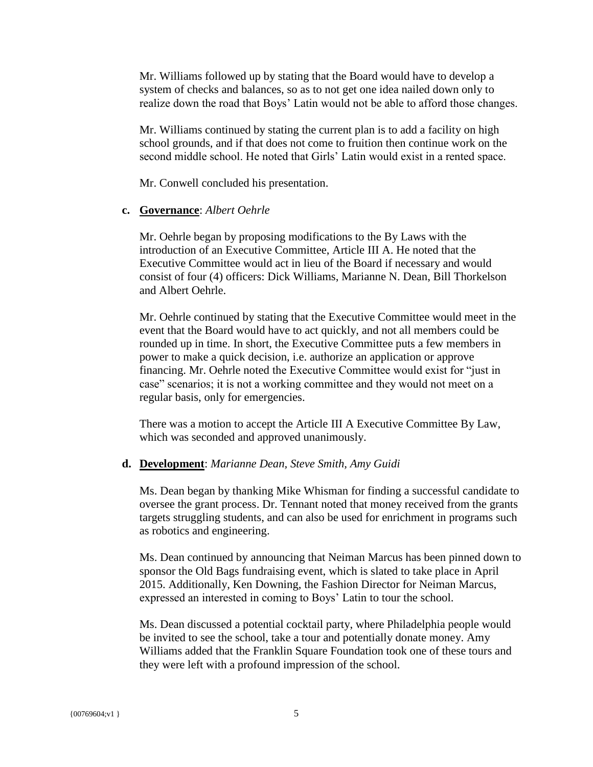Mr. Williams followed up by stating that the Board would have to develop a system of checks and balances, so as to not get one idea nailed down only to realize down the road that Boys' Latin would not be able to afford those changes.

Mr. Williams continued by stating the current plan is to add a facility on high school grounds, and if that does not come to fruition then continue work on the second middle school. He noted that Girls' Latin would exist in a rented space.

Mr. Conwell concluded his presentation.

**c. <u>Governance</u>**: *Albert Oehrle*

Mr. Oehrle began by proposing modifications to the By Laws with the introduction of an Executive Committee, Article III A. He noted that the Executive Committee would act in lieu of the Board if necessary and would consist of four (4) officers: Dick Williams, Marianne N. Dean, Bill Thorkelson and Albert Oehrle.

Mr. Oehrle continued by stating that the Executive Committee would meet in the event that the Board would have to act quickly, and not all members could be rounded up in time. In short, the Executive Committee puts a few members in power to make a quick decision, i.e. authorize an application or approve financing. Mr. Oehrle noted the Executive Committee would exist for "just in case" scenarios; it is not a working committee and they would not meet on a regular basis, only for emergencies.

There was a motion to accept the Article III A Executive Committee By Law, which was seconded and approved unanimously.

**d. <u>Development</u>**: *Marianne Dean, Steve Smith, Amy Guidi*

Ms. Dean began by thanking Mike Whisman for finding a successful candidate to oversee the grant process. Dr. Tennant noted that money received from the grants targets struggling students, and can also be used for enrichment in programs such as robotics and engineering.

Ms. Dean continued by announcing that Neiman Marcus has been pinned down to sponsor the Old Bags fundraising event, which is slated to take place in April 2015. Additionally, Ken Downing, the Fashion Director for Neiman Marcus, expressed an interested in coming to Boys' Latin to tour the school.

Ms. Dean discussed a potential cocktail party, where Philadelphia people would be invited to see the school, take a tour and potentially donate money. Amy Williams added that the Franklin Square Foundation took one of these tours and they were left with a profound impression of the school.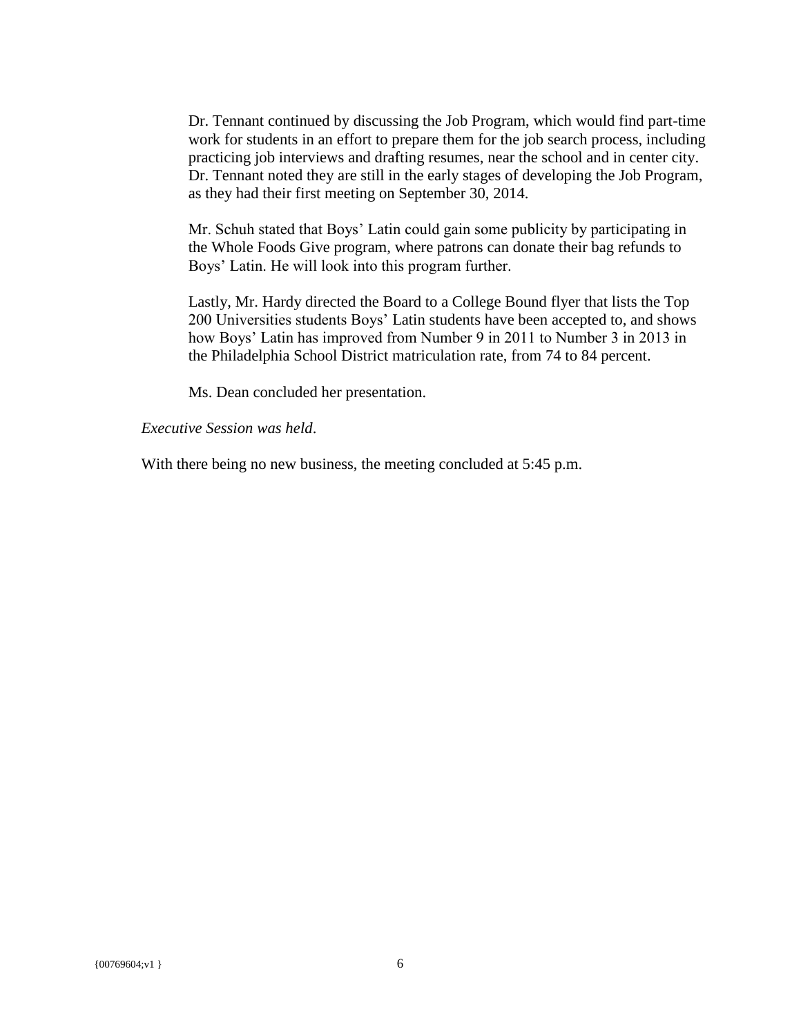Dr. Tennant continued by discussing the Job Program, which would find part-time work for students in an effort to prepare them for the job search process, including practicing job interviews and drafting resumes, near the school and in center city. Dr. Tennant noted they are still in the early stages of developing the Job Program, as they had their first meeting on September 30, 2014.

Mr. Schuh stated that Boys' Latin could gain some publicity by participating in the Whole Foods Give program, where patrons can donate their bag refunds to Boys' Latin. He will look into this program further.

Lastly, Mr. Hardy directed the Board to a College Bound flyer that lists the Top 200 Universities students Boys' Latin students have been accepted to, and shows how Boys' Latin has improved from Number 9 in 2011 to Number 3 in 2013 in the Philadelphia School District matriculation rate, from 74 to 84 percent.

Ms. Dean concluded her presentation.

*Executive Session was held*.

With there being no new business, the meeting concluded at 5:45 p.m.

{00769604;v1 }